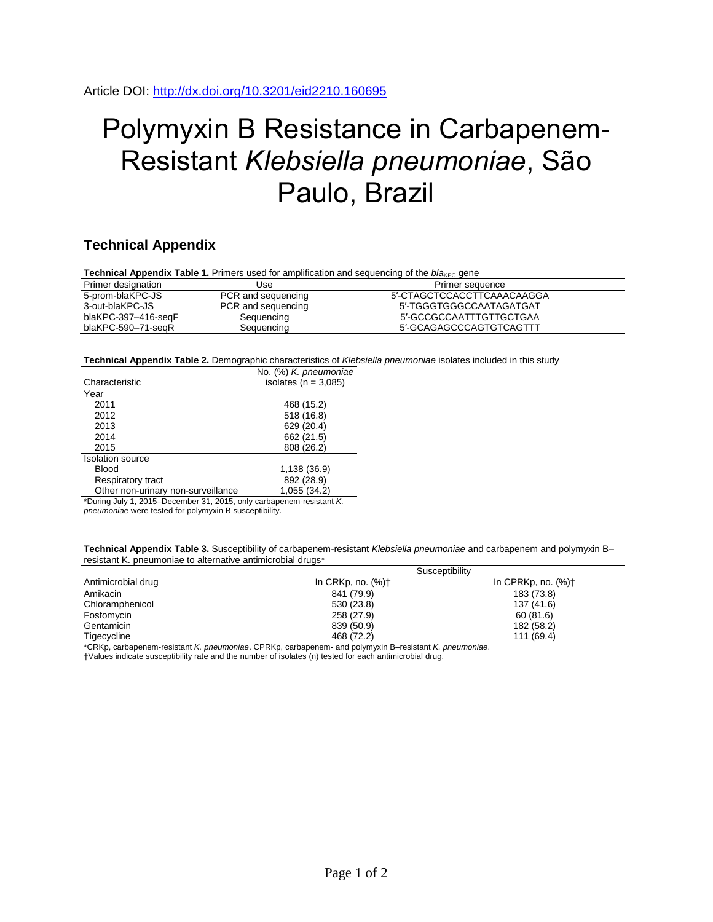Article DOI: http://dx.doi.org/10.3201/eid2210.160695

# Polymyxin B Resistance in Carbapenem-Resistant *Klebsiella pneumoniae*, São Paulo, Brazil

## Technical Appendix

**Technical Appendix Table 1.** Primers used for amplification and sequencing of the $bla_{KPC}$ gene

| Primer designation | Use | Primer sequence |
|---|---|---|
| 5-prom-blaKPC-JS | PCR and sequencing | 5′-CTAGCTCCACCTTCAAACAAGGA |
| 3-out-blaKPC-JS | PCR and sequencing | 5′-TGGGTGGGCCAATAGATGAT |
| blaKPC-397–416-seqF | Sequencing | 5′-GCCGCCAATTTGTTGCTGAA |
| blaKPC-590–71-seqR | Sequencing | 5′-GCAGAGCCCAGTGTCAGTTT |

**Technical Appendix Table 2.** Demographic characteristics of *Klebsiella pneumoniae* isolates included in this study

| Characteristic | No. (%) *K. pneumoniae* isolates (n = 3,085) |
|---|---|
| Year | |
| 2011 | 468 (15.2) |
| 2012 | 518 (16.8) |
| 2013 | 629 (20.4) |
| 2014 | 662 (21.5) |
| 2015 | 808 (26.2) |
| Isolation source | |
| Blood | 1,138 (36.9) |
| Respiratory tract | 892 (28.9) |
| Other non-urinary non-surveillance | 1,055 (34.2) |

*During July 1, 2015–December 31, 2015, only carbapenem-resistant *K. pneumoniae* were tested for polymyxin B susceptibility.

**Technical Appendix Table 3.** Susceptibility of carbapenem-resistant *Klebsiella pneumoniae* and carbapenem and polymyxin B–resistant K. pneumoniae to alternative antimicrobial drugs*

| Antimicrobial drug | Susceptibility | |
|---|---|---|
| | In CRKp, no. (%)† | In CPRKp, no. (%)† |
| Amikacin | 841 (79.9) | 183 (73.8) |
| Chloramphenicol | 530 (23.8) | 137 (41.6) |
| Fosfomycin | 258 (27.9) | 60 (81.6) |
| Gentamicin | 839 (50.9) | 182 (58.2) |
| Tigecycline | 468 (72.2) | 111 (69.4) |

*CRKp, carbapenem-resistant *K. pneumoniae*. CPRKp, carbapenem- and polymyxin B–resistant *K. pneumoniae*.
†Values indicate susceptibility rate and the number of isolates (n) tested for each antimicrobial drug.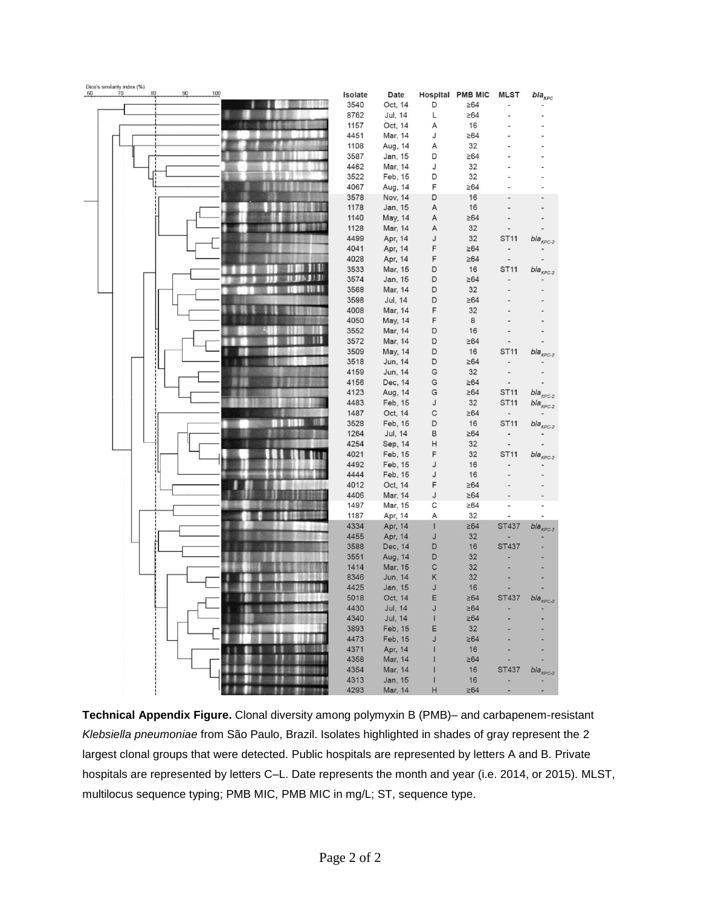Dice's similarity index (%)

60 70 80 90 100

| Isolate | Date | Hospital | PMB MIC | MLST | $bla_{KPC}$ |
|---|---|---|---|---|---|
| 3540 | Oct, 14 | D | ≥64 | - | - |
| 8762 | Jul, 14 | L | ≥64 | - | - |
| 1157 | Oct, 14 | A | 16 | - | - |
| 4451 | Mar, 14 | J | ≥64 | - | - |
| 1108 | Aug, 14 | A | 32 | - | - |
| 3587 | Jan, 15 | D | ≥64 | - | - |
| 4462 | Mar, 14 | J | 32 | - | - |
| 3522 | Feb, 15 | D | 32 | - | - |
| 4067 | Aug, 14 | F | ≥64 | - | - |
| 3578 | Nov, 14 | D | 16 | - | - |
| 1178 | Jan, 15 | A | 16 | - | - |
| 1140 | May, 14 | A | ≥64 | - | - |
| 1128 | Mar, 14 | A | 32 | - | - |
| 4499 | Apr, 14 | J | 32 | ST11 | $bla_{KPC-2}$ |
| 4041 | Apr, 14 | F | ≥64 | - | - |
| 4028 | Apr, 14 | F | ≥64 | - | - |
| 3533 | Mar, 15 | D | 16 | ST11 | $bla_{KPC-2}$ |
| 3574 | Jan, 15 | D | ≥64 | - | - |
| 3568 | Mar, 14 | D | 32 | - | - |
| 3598 | Jul, 14 | D | ≥64 | - | - |
| 4008 | Mar, 14 | F | 32 | - | - |
| 4050 | May, 14 | F | 8 | - | - |
| 3552 | Mar, 14 | D | 16 | - | - |
| 3572 | Mar, 14 | D | ≥64 | - | - |
| 3509 | May, 14 | D | 16 | ST11 | $bla_{KPC-2}$ |
| 3518 | Jun, 14 | D | ≥64 | - | - |
| 4159 | Jun, 14 | G | 32 | - | - |
| 4156 | Dec, 14 | G | ≥64 | - | - |
| 4123 | Aug, 14 | G | ≥64 | ST11 | $bla_{KPC-2}$ |
| 4483 | Feb, 15 | J | 32 | ST11 | $bla_{KPC-2}$ |
| 1487 | Oct, 14 | C | ≥64 | - | - |
| 3528 | Feb, 15 | D | 16 | ST11 | $bla_{KPC-2}$ |
| 1264 | Jul, 14 | B | ≥64 | - | - |
| 4254 | Sep, 14 | H | 32 | - | - |
| 4021 | Feb, 15 | F | 32 | ST11 | $bla_{KPC-2}$ |
| 4492 | Feb, 15 | J | 16 | - | - |
| 4444 | Feb, 15 | J | 16 | - | - |
| 4012 | Oct, 14 | F | ≥64 | - | - |
| 4406 | Mar, 14 | J | ≥64 | - | - |
| 1497 | Mar, 15 | C | ≥64 | - | - |
| 1187 | Apr, 14 | A | 32 | - | - |
| 4334 | Apr, 14 | I | ≥64 | ST437 | $bla_{KPC-2}$ |
| 4455 | Apr, 14 | J | 32 | - | - |
| 3588 | Dec, 14 | D | 16 | ST437 | - |
| 3551 | Aug, 14 | D | 32 | - | - |
| 1414 | Mar, 15 | C | 32 | - | - |
| 8346 | Jun, 14 | K | 32 | - | - |
| 4425 | Jan, 15 | J | 16 | - | - |
| 5018 | Oct, 14 | E | ≥64 | ST437 | $bla_{KPC-2}$ |
| 4430 | Jul, 14 | J | ≥64 | - | - |
| 4340 | Jul, 14 | I | ≥64 | - | - |
| 3893 | Feb, 15 | E | 32 | - | - |
| 4473 | Feb, 15 | J | ≥64 | - | - |
| 4371 | Apr, 14 | I | 16 | - | - |
| 4358 | Mar, 14 | I | ≥64 | - | - |
| 4354 | Mar, 14 | I | 16 | ST437 | $bla_{KPC-2}$ |
| 4313 | Jan, 15 | I | 16 | - | - |
| 4293 | Mar, 14 | H | ≥64 | - | - |

**Technical Appendix Figure.** Clonal diversity among polymyxin B (PMB)– and carbapenem-resistant *Klebsiella pneumoniae* from São Paulo, Brazil. Isolates highlighted in shades of gray represent the 2 largest clonal groups that were detected. Public hospitals are represented by letters A and B. Private hospitals are represented by letters C–L. Date represents the month and year (i.e. 2014, or 2015). MLST, multilocus sequence typing; PMB MIC, PMB MIC in mg/L; ST, sequence type.